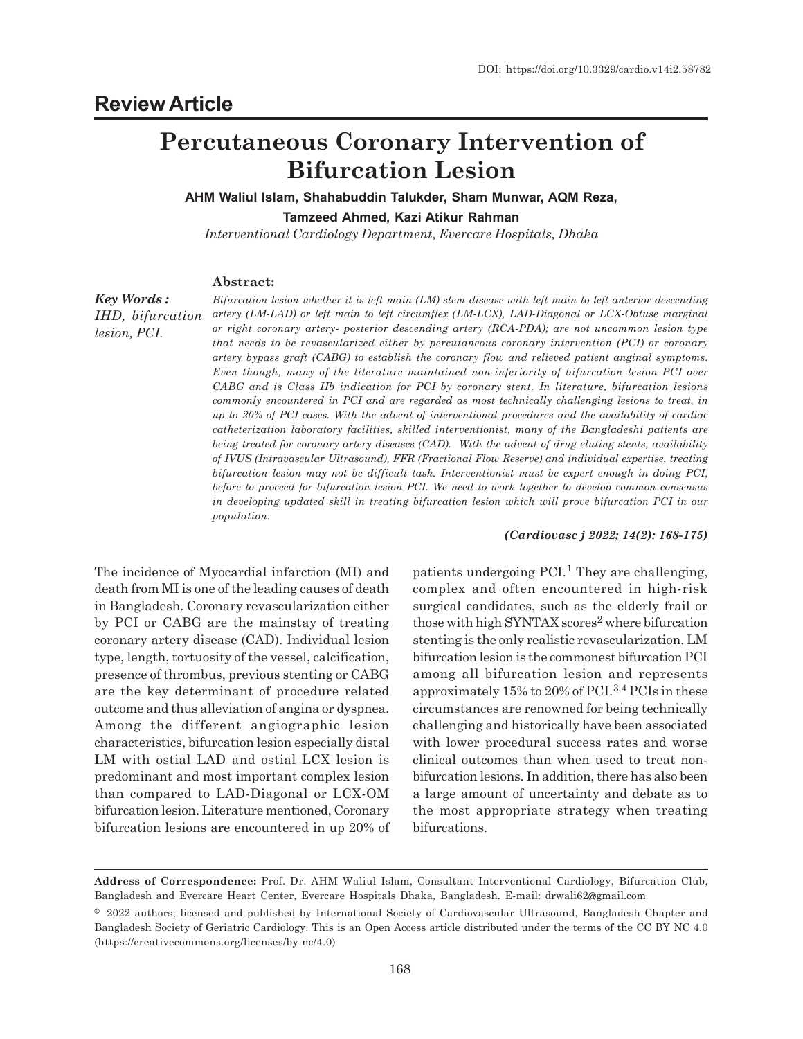DOI: https://doi.org/10.3329/cardio.v14i2.58782

## Review Article

# Percutaneous Coronary Intervention of Bifurcation Lesion

**AHM Waliul Islam, Shahabuddin Talukder, Sham Munwar, AQM Reza, Tamzeed Ahmed, Kazi Atikur Rahman**

*Interventional Cardiology Department, Evercare Hospitals, Dhaka*

**Abstract:**

***Key Words :*** *IHD, bifurcation lesion, PCI.*

*Bifurcation lesion whether it is left main (LM) stem disease with left main to left anterior descending artery (LM-LAD) or left main to left circumflex (LM-LCX), LAD-Diagonal or LCX-Obtuse marginal or right coronary artery- posterior descending artery (RCA-PDA); are not uncommon lesion type that needs to be revascularized either by percutaneous coronary intervention (PCI) or coronary artery bypass graft (CABG) to establish the coronary flow and relieved patient anginal symptoms. Even though, many of the literature maintained non-inferiority of bifurcation lesion PCI over CABG and is Class IIb indication for PCI by coronary stent. In literature, bifurcation lesions commonly encountered in PCI and are regarded as most technically challenging lesions to treat, in up to 20% of PCI cases. With the advent of interventional procedures and the availability of cardiac catheterization laboratory facilities, skilled interventionist, many of the Bangladeshi patients are being treated for coronary artery diseases (CAD). With the advent of drug eluting stents, availability of IVUS (Intravascular Ultrasound), FFR (Fractional Flow Reserve) and individual expertise, treating bifurcation lesion may not be difficult task. Interventionist must be expert enough in doing PCI, before to proceed for bifurcation lesion PCI. We need to work together to develop common consensus in developing updated skill in treating bifurcation lesion which will prove bifurcation PCI in our population.*

***(Cardiovasc j 2022; 14(2): 168-175)***

The incidence of Myocardial infarction (MI) and death from MI is one of the leading causes of death in Bangladesh. Coronary revascularization either by PCI or CABG are the mainstay of treating coronary artery disease (CAD). Individual lesion type, length, tortuosity of the vessel, calcification, presence of thrombus, previous stenting or CABG are the key determinant of procedure related outcome and thus alleviation of angina or dyspnea. Among the different angiographic lesion characteristics, bifurcation lesion especially distal LM with ostial LAD and ostial LCX lesion is predominant and most important complex lesion than compared to LAD-Diagonal or LCX-OM bifurcation lesion. Literature mentioned, Coronary bifurcation lesions are encountered in up 20% of patients undergoing PCI.[1] They are challenging, complex and often encountered in high-risk surgical candidates, such as the elderly frail or those with high SYNTAX scores[2] where bifurcation stenting is the only realistic revascularization. LM bifurcation lesion is the commonest bifurcation PCI among all bifurcation lesion and represents approximately 15% to 20% of PCI.[3,4] PCIs in these circumstances are renowned for being technically challenging and historically have been associated with lower procedural success rates and worse clinical outcomes than when used to treat non-bifurcation lesions. In addition, there has also been a large amount of uncertainty and debate as to the most appropriate strategy when treating bifurcations.

**Address of Correspondence:** Prof. Dr. AHM Waliul Islam, Consultant Interventional Cardiology, Bifurcation Club, Bangladesh and Evercare Heart Center, Evercare Hospitals Dhaka, Bangladesh. E-mail: drwali62@gmail.com

© 2022 authors; licensed and published by International Society of Cardiovascular Ultrasound, Bangladesh Chapter and Bangladesh Society of Geriatric Cardiology. This is an Open Access article distributed under the terms of the CC BY NC 4.0 (https://creativecommons.org/licenses/by-nc/4.0)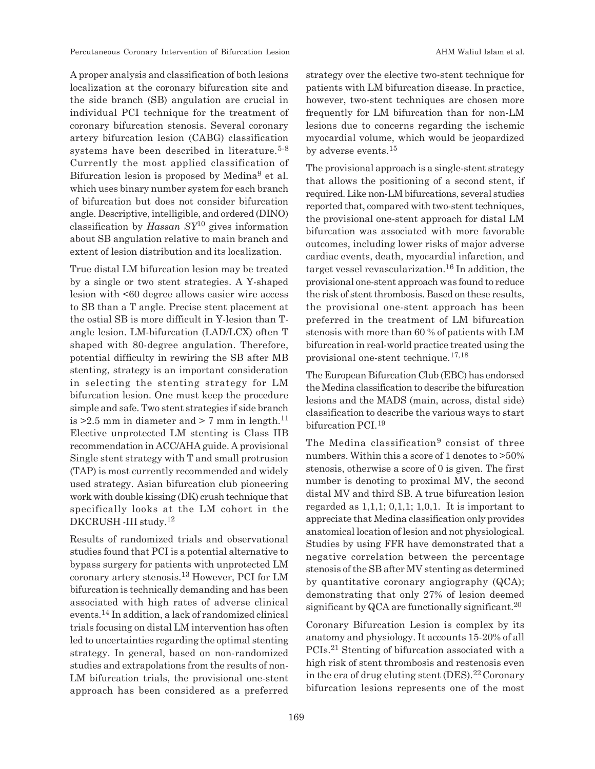A proper analysis and classification of both lesions localization at the coronary bifurcation site and the side branch (SB) angulation are crucial in individual PCI technique for the treatment of coronary bifurcation stenosis. Several coronary artery bifurcation lesion (CABG) classification systems have been described in literature.[5-8] Currently the most applied classification of Bifurcation lesion is proposed by Medina[9] et al. which uses binary number system for each branch of bifurcation but does not consider bifurcation angle. Descriptive, intelligible, and ordered (DINO) classification by *Hassan SY*[10] gives information about SB angulation relative to main branch and extent of lesion distribution and its localization.

True distal LM bifurcation lesion may be treated by a single or two stent strategies. A Y-shaped lesion with <60 degree allows easier wire access to SB than a T angle. Precise stent placement at the ostial SB is more difficult in Y-lesion than T-angle lesion. LM-bifurcation (LAD/LCX) often T shaped with 80-degree angulation. Therefore, potential difficulty in rewiring the SB after MB stenting, strategy is an important consideration in selecting the stenting strategy for LM bifurcation lesion. One must keep the procedure simple and safe. Two stent strategies if side branch is >2.5 mm in diameter and > 7 mm in length.[11] Elective unprotected LM stenting is Class IIB recommendation in ACC/AHA guide. A provisional Single stent strategy with T and small protrusion (TAP) is most currently recommended and widely used strategy. Asian bifurcation club pioneering work with double kissing (DK) crush technique that specifically looks at the LM cohort in the DKCRUSH -III study.[12]

Results of randomized trials and observational studies found that PCI is a potential alternative to bypass surgery for patients with unprotected LM coronary artery stenosis.[13] However, PCI for LM bifurcation is technically demanding and has been associated with high rates of adverse clinical events.[14] In addition, a lack of randomized clinical trials focusing on distal LM intervention has often led to uncertainties regarding the optimal stenting strategy. In general, based on non-randomized studies and extrapolations from the results of non-LM bifurcation trials, the provisional one-stent approach has been considered as a preferred strategy over the elective two-stent technique for patients with LM bifurcation disease. In practice, however, two-stent techniques are chosen more frequently for LM bifurcation than for non-LM lesions due to concerns regarding the ischemic myocardial volume, which would be jeopardized by adverse events.[15]

The provisional approach is a single-stent strategy that allows the positioning of a second stent, if required. Like non-LM bifurcations, several studies reported that, compared with two-stent techniques, the provisional one-stent approach for distal LM bifurcation was associated with more favorable outcomes, including lower risks of major adverse cardiac events, death, myocardial infarction, and target vessel revascularization.[16] In addition, the provisional one-stent approach was found to reduce the risk of stent thrombosis. Based on these results, the provisional one-stent approach has been preferred in the treatment of LM bifurcation stenosis with more than 60 % of patients with LM bifurcation in real-world practice treated using the provisional one-stent technique.[17,18]

The European Bifurcation Club (EBC) has endorsed the Medina classification to describe the bifurcation lesions and the MADS (main, across, distal side) classification to describe the various ways to start bifurcation PCI.[19]

The Medina classification[9] consist of three numbers. Within this a score of 1 denotes to >50% stenosis, otherwise a score of 0 is given. The first number is denoting to proximal MV, the second distal MV and third SB. A true bifurcation lesion regarded as 1,1,1; 0,1,1; 1,0,1. It is important to appreciate that Medina classification only provides anatomical location of lesion and not physiological. Studies by using FFR have demonstrated that a negative correlation between the percentage stenosis of the SB after MV stenting as determined by quantitative coronary angiography (QCA); demonstrating that only 27% of lesion deemed significant by QCA are functionally significant.[20]

Coronary Bifurcation Lesion is complex by its anatomy and physiology. It accounts 15-20% of all PCIs.[21] Stenting of bifurcation associated with a high risk of stent thrombosis and restenosis even in the era of drug eluting stent (DES).[22] Coronary bifurcation lesions represents one of the most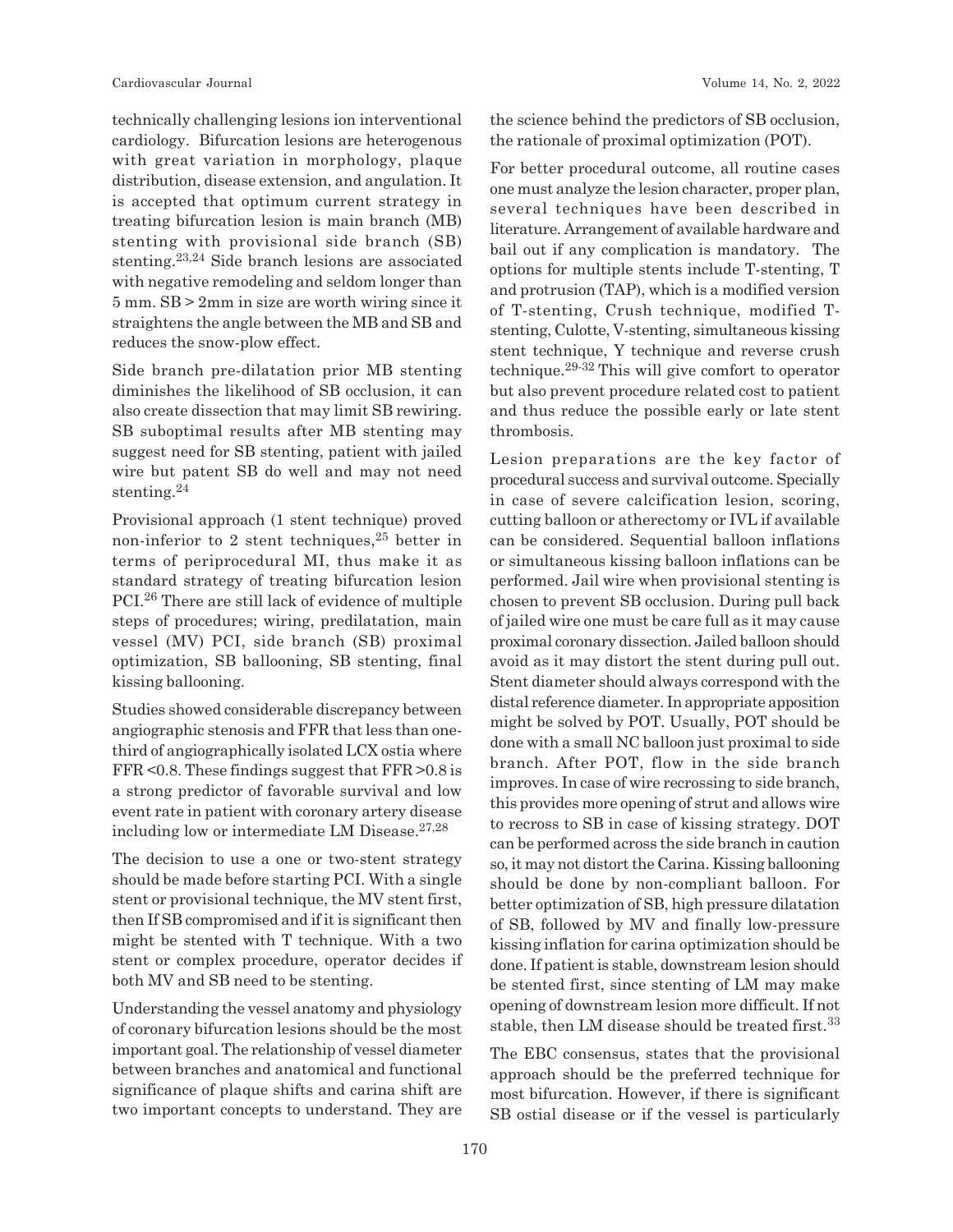technically challenging lesions ion interventional cardiology. Bifurcation lesions are heterogenous with great variation in morphology, plaque distribution, disease extension, and angulation. It is accepted that optimum current strategy in treating bifurcation lesion is main branch (MB) stenting with provisional side branch (SB) stenting.[23,24] Side branch lesions are associated with negative remodeling and seldom longer than 5 mm. SB > 2mm in size are worth wiring since it straightens the angle between the MB and SB and reduces the snow-plow effect.

Side branch pre-dilatation prior MB stenting diminishes the likelihood of SB occlusion, it can also create dissection that may limit SB rewiring. SB suboptimal results after MB stenting may suggest need for SB stenting, patient with jailed wire but patent SB do well and may not need stenting.[24]

Provisional approach (1 stent technique) proved non-inferior to 2 stent techniques,[25] better in terms of periprocedural MI, thus make it as standard strategy of treating bifurcation lesion PCI.[26] There are still lack of evidence of multiple steps of procedures; wiring, predilatation, main vessel (MV) PCI, side branch (SB) proximal optimization, SB ballooning, SB stenting, final kissing ballooning.

Studies showed considerable discrepancy between angiographic stenosis and FFR that less than one-third of angiographically isolated LCX ostia where FFR <0.8. These findings suggest that FFR >0.8 is a strong predictor of favorable survival and low event rate in patient with coronary artery disease including low or intermediate LM Disease.[27,28]

The decision to use a one or two-stent strategy should be made before starting PCI. With a single stent or provisional technique, the MV stent first, then If SB compromised and if it is significant then might be stented with T technique. With a two stent or complex procedure, operator decides if both MV and SB need to be stenting.

Understanding the vessel anatomy and physiology of coronary bifurcation lesions should be the most important goal. The relationship of vessel diameter between branches and anatomical and functional significance of plaque shifts and carina shift are two important concepts to understand. They are the science behind the predictors of SB occlusion, the rationale of proximal optimization (POT).

For better procedural outcome, all routine cases one must analyze the lesion character, proper plan, several techniques have been described in literature. Arrangement of available hardware and bail out if any complication is mandatory. The options for multiple stents include T-stenting, T and protrusion (TAP), which is a modified version of T-stenting, Crush technique, modified T-stenting, Culotte, V-stenting, simultaneous kissing stent technique, Y technique and reverse crush technique.[29-32] This will give comfort to operator but also prevent procedure related cost to patient and thus reduce the possible early or late stent thrombosis.

Lesion preparations are the key factor of procedural success and survival outcome. Specially in case of severe calcification lesion, scoring, cutting balloon or atherectomy or IVL if available can be considered. Sequential balloon inflations or simultaneous kissing balloon inflations can be performed. Jail wire when provisional stenting is chosen to prevent SB occlusion. During pull back of jailed wire one must be care full as it may cause proximal coronary dissection. Jailed balloon should avoid as it may distort the stent during pull out. Stent diameter should always correspond with the distal reference diameter. In appropriate apposition might be solved by POT. Usually, POT should be done with a small NC balloon just proximal to side branch. After POT, flow in the side branch improves. In case of wire recrossing to side branch, this provides more opening of strut and allows wire to recross to SB in case of kissing strategy. DOT can be performed across the side branch in caution so, it may not distort the Carina. Kissing ballooning should be done by non-compliant balloon. For better optimization of SB, high pressure dilatation of SB, followed by MV and finally low-pressure kissing inflation for carina optimization should be done. If patient is stable, downstream lesion should be stented first, since stenting of LM may make opening of downstream lesion more difficult. If not stable, then LM disease should be treated first.[33]

The EBC consensus, states that the provisional approach should be the preferred technique for most bifurcation. However, if there is significant SB ostial disease or if the vessel is particularly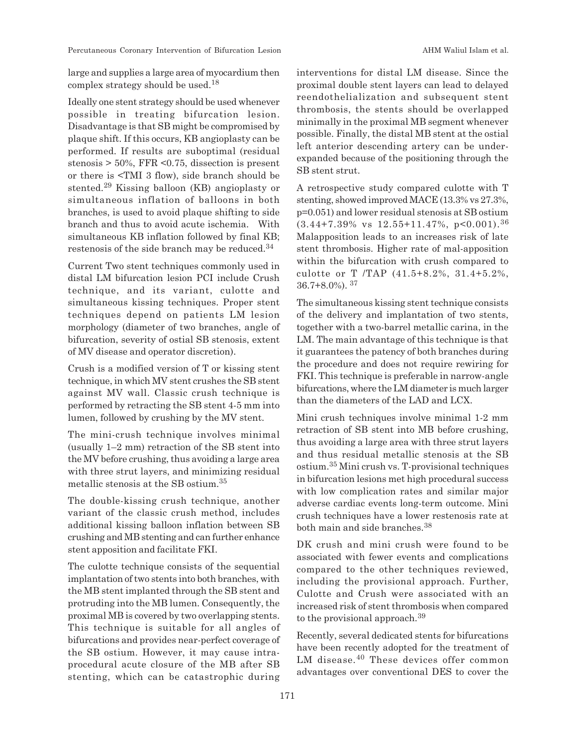large and supplies a large area of myocardium then complex strategy should be used.[18]

Ideally one stent strategy should be used whenever possible in treating bifurcation lesion. Disadvantage is that SB might be compromised by plaque shift. If this occurs, KB angioplasty can be performed. If results are suboptimal (residual stenosis > 50%, FFR <0.75, dissection is present or there is <TMI 3 flow), side branch should be stented.[29] Kissing balloon (KB) angioplasty or simultaneous inflation of balloons in both branches, is used to avoid plaque shifting to side branch and thus to avoid acute ischemia. With simultaneous KB inflation followed by final KB; restenosis of the side branch may be reduced.[34]

Current Two stent techniques commonly used in distal LM bifurcation lesion PCI include Crush technique, and its variant, culotte and simultaneous kissing techniques. Proper stent techniques depend on patients LM lesion morphology (diameter of two branches, angle of bifurcation, severity of ostial SB stenosis, extent of MV disease and operator discretion).

Crush is a modified version of T or kissing stent technique, in which MV stent crushes the SB stent against MV wall. Classic crush technique is performed by retracting the SB stent 4-5 mm into lumen, followed by crushing by the MV stent.

The mini-crush technique involves minimal (usually 1–2 mm) retraction of the SB stent into the MV before crushing, thus avoiding a large area with three strut layers, and minimizing residual metallic stenosis at the SB ostium.[35]

The double-kissing crush technique, another variant of the classic crush method, includes additional kissing balloon inflation between SB crushing and MB stenting and can further enhance stent apposition and facilitate FKI.

The culotte technique consists of the sequential implantation of two stents into both branches, with the MB stent implanted through the SB stent and protruding into the MB lumen. Consequently, the proximal MB is covered by two overlapping stents. This technique is suitable for all angles of bifurcations and provides near-perfect coverage of the SB ostium. However, it may cause intra-procedural acute closure of the MB after SB stenting, which can be catastrophic during interventions for distal LM disease. Since the proximal double stent layers can lead to delayed reendothelialization and subsequent stent thrombosis, the stents should be overlapped minimally in the proximal MB segment whenever possible. Finally, the distal MB stent at the ostial left anterior descending artery can be under-expanded because of the positioning through the SB stent strut.

A retrospective study compared culotte with T stenting, showed improved MACE (13.3% vs 27.3%, p=0.051) and lower residual stenosis at SB ostium (3.44+7.39% vs 12.55+11.47%, p<0.001).[36] Malapposition leads to an increases risk of late stent thrombosis. Higher rate of mal-apposition within the bifurcation with crush compared to culotte or T /TAP (41.5+8.2%, 31.4+5.2%, 36.7+8.0%).[37]

The simultaneous kissing stent technique consists of the delivery and implantation of two stents, together with a two-barrel metallic carina, in the LM. The main advantage of this technique is that it guarantees the patency of both branches during the procedure and does not require rewiring for FKI. This technique is preferable in narrow-angle bifurcations, where the LM diameter is much larger than the diameters of the LAD and LCX.

Mini crush techniques involve minimal 1-2 mm retraction of SB stent into MB before crushing, thus avoiding a large area with three strut layers and thus residual metallic stenosis at the SB ostium.[35] Mini crush vs. T-provisional techniques in bifurcation lesions met high procedural success with low complication rates and similar major adverse cardiac events long-term outcome. Mini crush techniques have a lower restenosis rate at both main and side branches.[38]

DK crush and mini crush were found to be associated with fewer events and complications compared to the other techniques reviewed, including the provisional approach. Further, Culotte and Crush were associated with an increased risk of stent thrombosis when compared to the provisional approach.[39]

Recently, several dedicated stents for bifurcations have been recently adopted for the treatment of LM disease.[40] These devices offer common advantages over conventional DES to cover the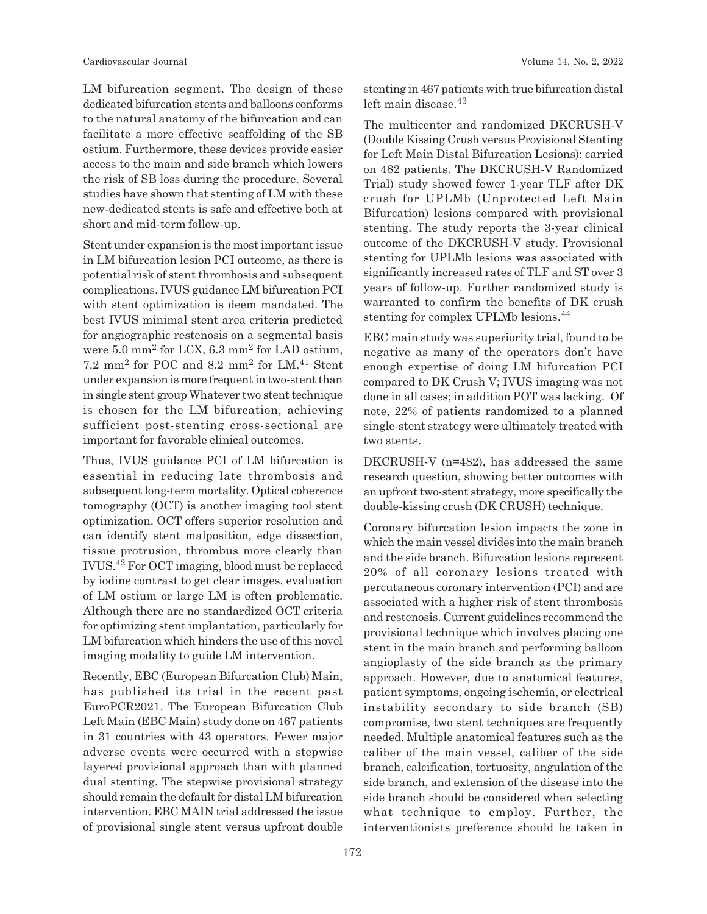LM bifurcation segment. The design of these dedicated bifurcation stents and balloons conforms to the natural anatomy of the bifurcation and can facilitate a more effective scaffolding of the SB ostium. Furthermore, these devices provide easier access to the main and side branch which lowers the risk of SB loss during the procedure. Several studies have shown that stenting of LM with these new-dedicated stents is safe and effective both at short and mid-term follow-up.

Stent under expansion is the most important issue in LM bifurcation lesion PCI outcome, as there is potential risk of stent thrombosis and subsequent complications. IVUS guidance LM bifurcation PCI with stent optimization is deem mandated. The best IVUS minimal stent area criteria predicted for angiographic restenosis on a segmental basis were 5.0 $mm^2$ for LCX, 6.3 $mm^2$ for LAD ostium, 7.2 $mm^2$ for POC and 8.2 $mm^2$ for LM.[41] Stent under expansion is more frequent in two-stent than in single stent group Whatever two stent technique is chosen for the LM bifurcation, achieving sufficient post-stenting cross-sectional are important for favorable clinical outcomes.

Thus, IVUS guidance PCI of LM bifurcation is essential in reducing late thrombosis and subsequent long-term mortality. Optical coherence tomography (OCT) is another imaging tool stent optimization. OCT offers superior resolution and can identify stent malposition, edge dissection, tissue protrusion, thrombus more clearly than IVUS.[42] For OCT imaging, blood must be replaced by iodine contrast to get clear images, evaluation of LM ostium or large LM is often problematic. Although there are no standardized OCT criteria for optimizing stent implantation, particularly for LM bifurcation which hinders the use of this novel imaging modality to guide LM intervention.

Recently, EBC (European Bifurcation Club) Main, has published its trial in the recent past EuroPCR2021. The European Bifurcation Club Left Main (EBC Main) study done on 467 patients in 31 countries with 43 operators. Fewer major adverse events were occurred with a stepwise layered provisional approach than with planned dual stenting. The stepwise provisional strategy should remain the default for distal LM bifurcation intervention. EBC MAIN trial addressed the issue of provisional single stent versus upfront double stenting in 467 patients with true bifurcation distal left main disease.[43]

The multicenter and randomized DKCRUSH-V (Double Kissing Crush versus Provisional Stenting for Left Main Distal Bifurcation Lesions): carried on 482 patients. The DKCRUSH-V Randomized Trial) study showed fewer 1-year TLF after DK crush for UPLMb (Unprotected Left Main Bifurcation) lesions compared with provisional stenting. The study reports the 3-year clinical outcome of the DKCRUSH-V study. Provisional stenting for UPLMb lesions was associated with significantly increased rates of TLF and ST over 3 years of follow-up. Further randomized study is warranted to confirm the benefits of DK crush stenting for complex UPLMb lesions.[44]

EBC main study was superiority trial, found to be negative as many of the operators don't have enough expertise of doing LM bifurcation PCI compared to DK Crush V; IVUS imaging was not done in all cases; in addition POT was lacking. Of note, 22% of patients randomized to a planned single-stent strategy were ultimately treated with two stents.

DKCRUSH-V (n=482), has addressed the same research question, showing better outcomes with an upfront two-stent strategy, more specifically the double-kissing crush (DK CRUSH) technique.

Coronary bifurcation lesion impacts the zone in which the main vessel divides into the main branch and the side branch. Bifurcation lesions represent 20% of all coronary lesions treated with percutaneous coronary intervention (PCI) and are associated with a higher risk of stent thrombosis and restenosis. Current guidelines recommend the provisional technique which involves placing one stent in the main branch and performing balloon angioplasty of the side branch as the primary approach. However, due to anatomical features, patient symptoms, ongoing ischemia, or electrical instability secondary to side branch (SB) compromise, two stent techniques are frequently needed. Multiple anatomical features such as the caliber of the main vessel, caliber of the side branch, calcification, tortuosity, angulation of the side branch, and extension of the disease into the side branch should be considered when selecting what technique to employ. Further, the interventionists preference should be taken in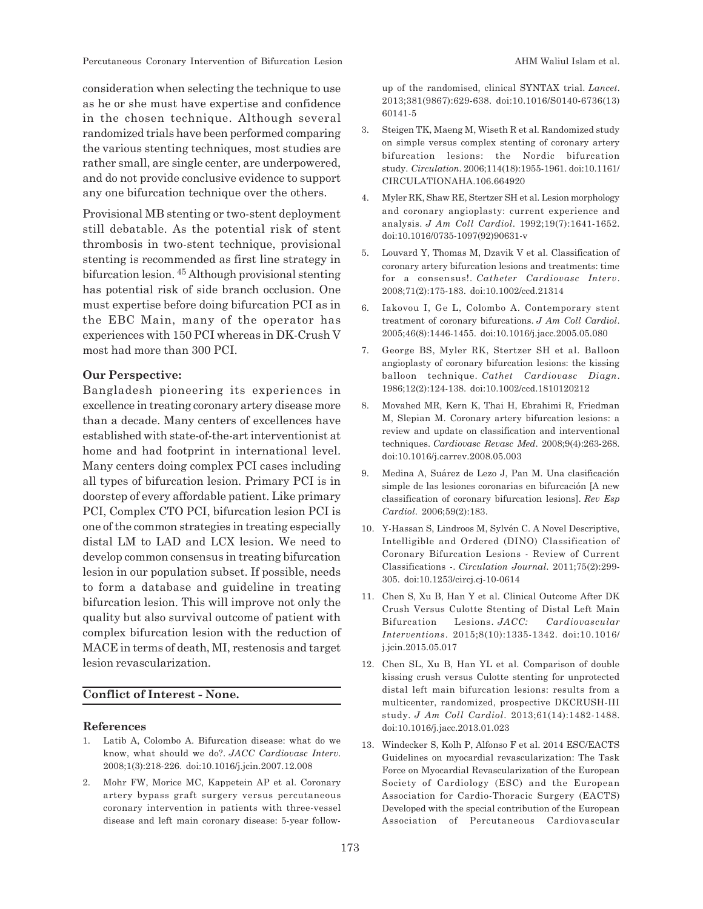consideration when selecting the technique to use as he or she must have expertise and confidence in the chosen technique. Although several randomized trials have been performed comparing the various stenting techniques, most studies are rather small, are single center, are underpowered, and do not provide conclusive evidence to support any one bifurcation technique over the others.

Provisional MB stenting or two-stent deployment still debatable. As the potential risk of stent thrombosis in two-stent technique, provisional stenting is recommended as first line strategy in bifurcation lesion. [45] Although provisional stenting has potential risk of side branch occlusion. One must expertise before doing bifurcation PCI as in the EBC Main, many of the operator has experiences with 150 PCI whereas in DK-Crush V most had more than 300 PCI.

**Our Perspective:**

Bangladesh pioneering its experiences in excellence in treating coronary artery disease more than a decade. Many centers of excellences have established with state-of-the-art interventionist at home and had footprint in international level. Many centers doing complex PCI cases including all types of bifurcation lesion. Primary PCI is in doorstep of every affordable patient. Like primary PCI, Complex CTO PCI, bifurcation lesion PCI is one of the common strategies in treating especially distal LM to LAD and LCX lesion. We need to develop common consensus in treating bifurcation lesion in our population subset. If possible, needs to form a database and guideline in treating bifurcation lesion. This will improve not only the quality but also survival outcome of patient with complex bifurcation lesion with the reduction of MACE in terms of death, MI, restenosis and target lesion revascularization.

**Conflict of Interest - None.**

## References

1. Latib A, Colombo A. Bifurcation disease: what do we know, what should we do?. *JACC Cardiovasc Interv*. 2008;1(3):218-226. doi:10.1016/j.jcin.2007.12.008
2. Mohr FW, Morice MC, Kappetein AP et al. Coronary artery bypass graft surgery versus percutaneous coronary intervention in patients with three-vessel disease and left main coronary disease: 5-year follow-up of the randomised, clinical SYNTAX trial. *Lancet*. 2013;381(9867):629-638. doi:10.1016/S0140-6736(13)60141-5
3. Steigen TK, Maeng M, Wiseth R et al. Randomized study on simple versus complex stenting of coronary artery bifurcation lesions: the Nordic bifurcation study. *Circulation*. 2006;114(18):1955-1961. doi:10.1161/CIRCULATIONAHA.106.664920
4. Myler RK, Shaw RE, Stertzer SH et al. Lesion morphology and coronary angioplasty: current experience and analysis. *J Am Coll Cardiol*. 1992;19(7):1641-1652. doi:10.1016/0735-1097(92)90631-v
5. Louvard Y, Thomas M, Dzavik V et al. Classification of coronary artery bifurcation lesions and treatments: time for a consensus!. *Catheter Cardiovasc Interv*. 2008;71(2):175-183. doi:10.1002/ccd.21314
6. Iakovou I, Ge L, Colombo A. Contemporary stent treatment of coronary bifurcations. *J Am Coll Cardiol*. 2005;46(8):1446-1455. doi:10.1016/j.jacc.2005.05.080
7. George BS, Myler RK, Stertzer SH et al. Balloon angioplasty of coronary bifurcation lesions: the kissing balloon technique. *Cathet Cardiovasc Diagn*. 1986;12(2):124-138. doi:10.1002/ccd.1810120212
8. Movahed MR, Kern K, Thai H, Ebrahimi R, Friedman M, Slepian M. Coronary artery bifurcation lesions: a review and update on classification and interventional techniques. *Cardiovasc Revasc Med*. 2008;9(4):263-268. doi:10.1016/j.carrev.2008.05.003
9. Medina A, Suárez de Lezo J, Pan M. Una clasificación simple de las lesiones coronarias en bifurcación [A new classification of coronary bifurcation lesions]. *Rev Esp Cardiol*. 2006;59(2):183.
10. Y-Hassan S, Lindroos M, Sylvén C. A Novel Descriptive, Intelligible and Ordered (DINO) Classification of Coronary Bifurcation Lesions - Review of Current Classifications -. *Circulation Journal*. 2011;75(2):299-305. doi:10.1253/circj.cj-10-0614
11. Chen S, Xu B, Han Y et al. Clinical Outcome After DK Crush Versus Culotte Stenting of Distal Left Main Bifurcation Lesions. *JACC: Cardiovascular Interventions*. 2015;8(10):1335-1342. doi:10.1016/j.jcin.2015.05.017
12. Chen SL, Xu B, Han YL et al. Comparison of double kissing crush versus Culotte stenting for unprotected distal left main bifurcation lesions: results from a multicenter, randomized, prospective DKCRUSH-III study. *J Am Coll Cardiol*. 2013;61(14):1482-1488. doi:10.1016/j.jacc.2013.01.023
13. Windecker S, Kolh P, Alfonso F et al. 2014 ESC/EACTS Guidelines on myocardial revascularization: The Task Force on Myocardial Revascularization of the European Society of Cardiology (ESC) and the European Association for Cardio-Thoracic Surgery (EACTS) Developed with the special contribution of the European Association of Percutaneous Cardiovascular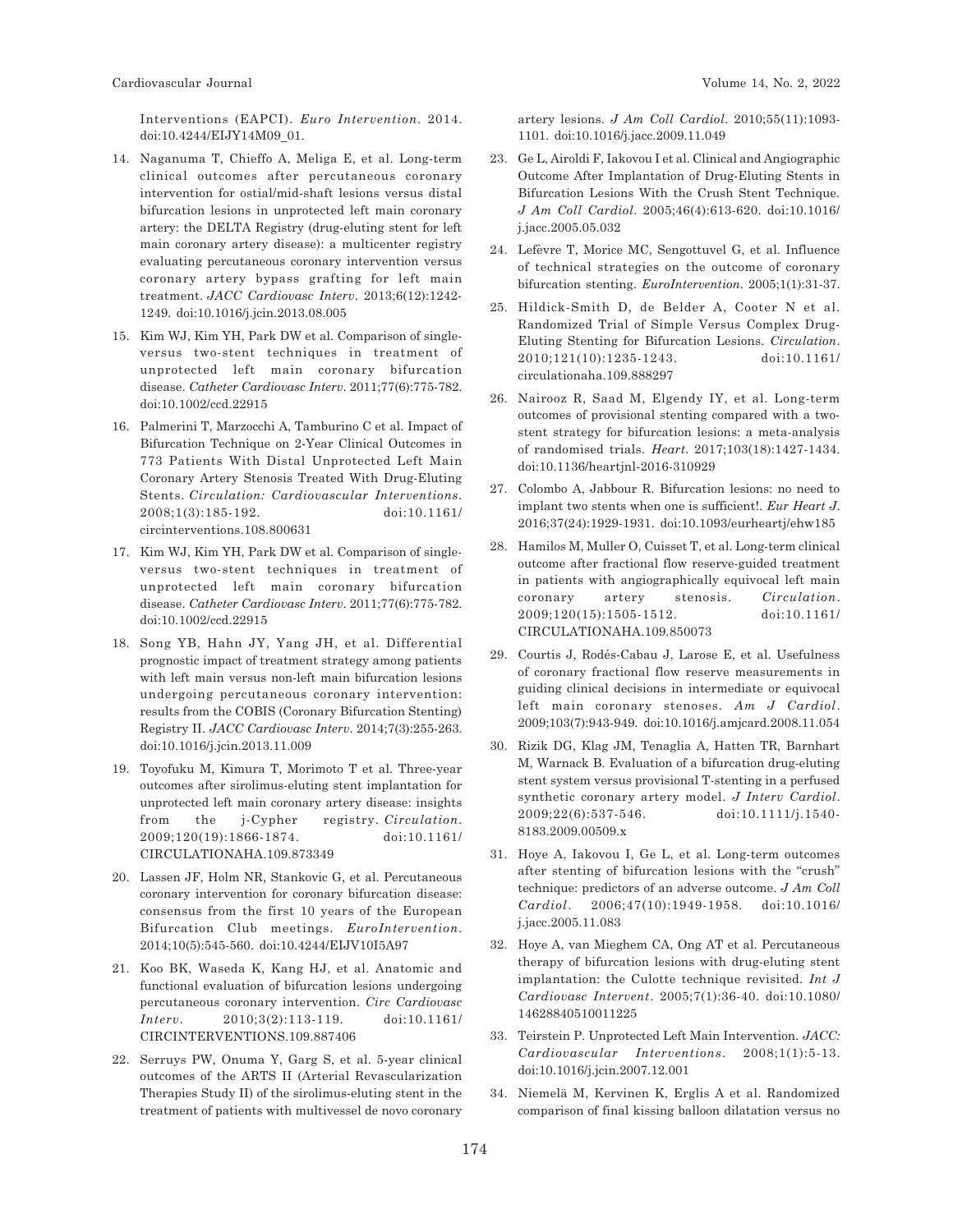Interventions (EAPCI). *Euro Intervention*. 2014. doi:10.4244/EIJY14M09_01.

14. Naganuma T, Chieffo A, Meliga E, et al. Long-term clinical outcomes after percutaneous coronary intervention for ostial/mid-shaft lesions versus distal bifurcation lesions in unprotected left main coronary artery: the DELTA Registry (drug-eluting stent for left main coronary artery disease): a multicenter registry evaluating percutaneous coronary intervention versus coronary artery bypass grafting for left main treatment. *JACC Cardiovasc Interv*. 2013;6(12):1242-1249. doi:10.1016/j.jcin.2013.08.005

15. Kim WJ, Kim YH, Park DW et al. Comparison of single- versus two-stent techniques in treatment of unprotected left main coronary bifurcation disease. *Catheter Cardiovasc Interv*. 2011;77(6):775-782. doi:10.1002/ccd.22915

16. Palmerini T, Marzocchi A, Tamburino C et al. Impact of Bifurcation Technique on 2-Year Clinical Outcomes in 773 Patients With Distal Unprotected Left Main Coronary Artery Stenosis Treated With Drug-Eluting Stents. *Circulation: Cardiovascular Interventions*. 2008;1(3):185-192. doi:10.1161/circinterventions.108.800631

17. Kim WJ, Kim YH, Park DW et al. Comparison of single- versus two-stent techniques in treatment of unprotected left main coronary bifurcation disease. *Catheter Cardiovasc Interv*. 2011;77(6):775-782. doi:10.1002/ccd.22915

18. Song YB, Hahn JY, Yang JH, et al. Differential prognostic impact of treatment strategy among patients with left main versus non-left main bifurcation lesions undergoing percutaneous coronary intervention: results from the COBIS (Coronary Bifurcation Stenting) Registry II. *JACC Cardiovasc Interv*. 2014;7(3):255-263. doi:10.1016/j.jcin.2013.11.009

19. Toyofuku M, Kimura T, Morimoto T et al. Three-year outcomes after sirolimus-eluting stent implantation for unprotected left main coronary artery disease: insights from the j-Cypher registry. *Circulation*. 2009;120(19):1866-1874. doi:10.1161/CIRCULATIONAHA.109.873349

20. Lassen JF, Holm NR, Stankovic G, et al. Percutaneous coronary intervention for coronary bifurcation disease: consensus from the first 10 years of the European Bifurcation Club meetings. *EuroIntervention*. 2014;10(5):545-560. doi:10.4244/EIJV10I5A97

21. Koo BK, Waseda K, Kang HJ, et al. Anatomic and functional evaluation of bifurcation lesions undergoing percutaneous coronary intervention. *Circ Cardiovasc Interv*. 2010;3(2):113-119. doi:10.1161/CIRCINTERVENTIONS.109.887406

22. Serruys PW, Onuma Y, Garg S, et al. 5-year clinical outcomes of the ARTS II (Arterial Revascularization Therapies Study II) of the sirolimus-eluting stent in the treatment of patients with multivessel de novo coronary artery lesions. *J Am Coll Cardiol*. 2010;55(11):1093-1101. doi:10.1016/j.jacc.2009.11.049

23. Ge L, Airoldi F, Iakovou I et al. Clinical and Angiographic Outcome After Implantation of Drug-Eluting Stents in Bifurcation Lesions With the Crush Stent Technique. *J Am Coll Cardiol*. 2005;46(4):613-620. doi:10.1016/j.jacc.2005.05.032

24. Lefèvre T, Morice MC, Sengottuvel G, et al. Influence of technical strategies on the outcome of coronary bifurcation stenting. *EuroIntervention*. 2005;1(1):31-37.

25. Hildick-Smith D, de Belder A, Cooter N et al. Randomized Trial of Simple Versus Complex Drug-Eluting Stenting for Bifurcation Lesions. *Circulation*. 2010;121(10):1235-1243. doi:10.1161/circulationaha.109.888297

26. Nairooz R, Saad M, Elgendy IY, et al. Long-term outcomes of provisional stenting compared with a two-stent strategy for bifurcation lesions: a meta-analysis of randomised trials. *Heart*. 2017;103(18):1427-1434. doi:10.1136/heartjnl-2016-310929

27. Colombo A, Jabbour R. Bifurcation lesions: no need to implant two stents when one is sufficient!. *Eur Heart J*. 2016;37(24):1929-1931. doi:10.1093/eurheartj/ehw185

28. Hamilos M, Muller O, Cuisset T, et al. Long-term clinical outcome after fractional flow reserve-guided treatment in patients with angiographically equivocal left main coronary artery stenosis. *Circulation*. 2009;120(15):1505-1512. doi:10.1161/CIRCULATIONAHA.109.850073

29. Courtis J, Rodés-Cabau J, Larose E, et al. Usefulness of coronary fractional flow reserve measurements in guiding clinical decisions in intermediate or equivocal left main coronary stenoses. *Am J Cardiol*. 2009;103(7):943-949. doi:10.1016/j.amjcard.2008.11.054

30. Rizik DG, Klag JM, Tenaglia A, Hatten TR, Barnhart M, Warnack B. Evaluation of a bifurcation drug-eluting stent system versus provisional T-stenting in a perfused synthetic coronary artery model. *J Interv Cardiol*. 2009;22(6):537-546. doi:10.1111/j.1540-8183.2009.00509.x

31. Hoye A, Iakovou I, Ge L, et al. Long-term outcomes after stenting of bifurcation lesions with the "crush" technique: predictors of an adverse outcome. *J Am Coll Cardiol*. 2006;47(10):1949-1958. doi:10.1016/j.jacc.2005.11.083

32. Hoye A, van Mieghem CA, Ong AT et al. Percutaneous therapy of bifurcation lesions with drug-eluting stent implantation: the Culotte technique revisited. *Int J Cardiovasc Intervent*. 2005;7(1):36-40. doi:10.1080/14628840510011225

33. Teirstein P. Unprotected Left Main Intervention. *JACC: Cardiovascular Interventions*. 2008;1(1):5-13. doi:10.1016/j.jcin.2007.12.001

34. Niemelä M, Kervinen K, Erglis A et al. Randomized comparison of final kissing balloon dilatation versus no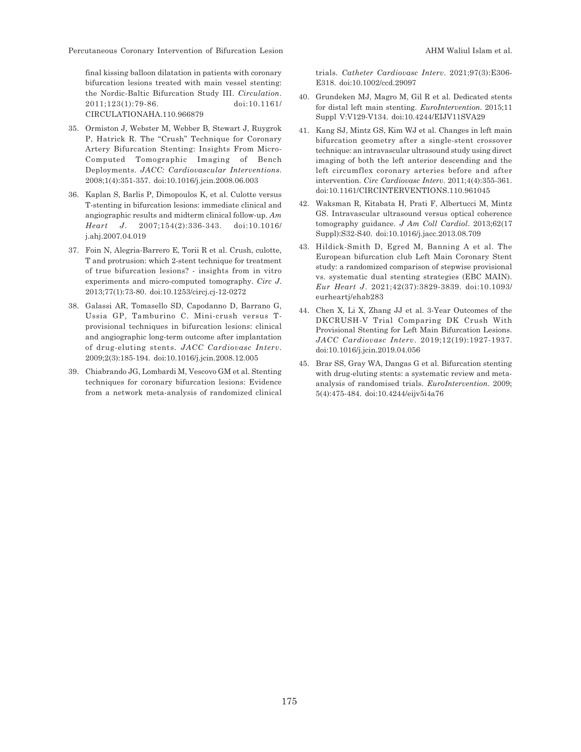final kissing balloon dilatation in patients with coronary bifurcation lesions treated with main vessel stenting: the Nordic-Baltic Bifurcation Study III. *Circulation*. 2011;123(1):79-86. doi:10.1161/CIRCULATIONAHA.110.966879

35. Ormiston J, Webster M, Webber B, Stewart J, Ruygrok P, Hatrick R. The "Crush" Technique for Coronary Artery Bifurcation Stenting: Insights From Micro-Computed Tomographic Imaging of Bench Deployments. *JACC: Cardiovascular Interventions*. 2008;1(4):351-357. doi:10.1016/j.jcin.2008.06.003

36. Kaplan S, Barlis P, Dimopoulos K, et al. Culotte versus T-stenting in bifurcation lesions: immediate clinical and angiographic results and midterm clinical follow-up. *Am Heart J*. 2007;154(2):336-343. doi:10.1016/j.ahj.2007.04.019

37. Foin N, Alegria-Barrero E, Torii R et al. Crush, culotte, T and protrusion: which 2-stent technique for treatment of true bifurcation lesions? - insights from in vitro experiments and micro-computed tomography. *Circ J*. 2013;77(1):73-80. doi:10.1253/circj.cj-12-0272

38. Galassi AR, Tomasello SD, Capodanno D, Barrano G, Ussia GP, Tamburino C. Mini-crush versus T-provisional techniques in bifurcation lesions: clinical and angiographic long-term outcome after implantation of drug-eluting stents. *JACC Cardiovasc Interv*. 2009;2(3):185-194. doi:10.1016/j.jcin.2008.12.005

39. Chiabrando JG, Lombardi M, Vescovo GM et al. Stenting techniques for coronary bifurcation lesions: Evidence from a network meta-analysis of randomized clinical trials. *Catheter Cardiovasc Interv*. 2021;97(3):E306-E318. doi:10.1002/ccd.29097

40. Grundeken MJ, Magro M, Gil R et al. Dedicated stents for distal left main stenting. *EuroIntervention*. 2015;11 Suppl V:V129-V134. doi:10.4244/EIJV11SVA29

41. Kang SJ, Mintz GS, Kim WJ et al. Changes in left main bifurcation geometry after a single-stent crossover technique: an intravascular ultrasound study using direct imaging of both the left anterior descending and the left circumflex coronary arteries before and after intervention. *Circ Cardiovasc Interv*. 2011;4(4):355-361. doi:10.1161/CIRCINTERVENTIONS.110.961045

42. Waksman R, Kitabata H, Prati F, Albertucci M, Mintz GS. Intravascular ultrasound versus optical coherence tomography guidance. *J Am Coll Cardiol*. 2013;62(17 Suppl):S32-S40. doi:10.1016/j.jacc.2013.08.709

43. Hildick-Smith D, Egred M, Banning A et al. The European bifurcation club Left Main Coronary Stent study: a randomized comparison of stepwise provisional vs. systematic dual stenting strategies (EBC MAIN). *Eur Heart J*. 2021;42(37):3829-3839. doi:10.1093/eurheartj/ehab283

44. Chen X, Li X, Zhang JJ et al. 3-Year Outcomes of the DKCRUSH-V Trial Comparing DK Crush With Provisional Stenting for Left Main Bifurcation Lesions. *JACC Cardiovasc Interv*. 2019;12(19):1927-1937. doi:10.1016/j.jcin.2019.04.056

45. Brar SS, Gray WA, Dangas G et al. Bifurcation stenting with drug-eluting stents: a systematic review and meta-analysis of randomised trials. *EuroIntervention*. 2009; 5(4):475-484. doi:10.4244/eijv5i4a76